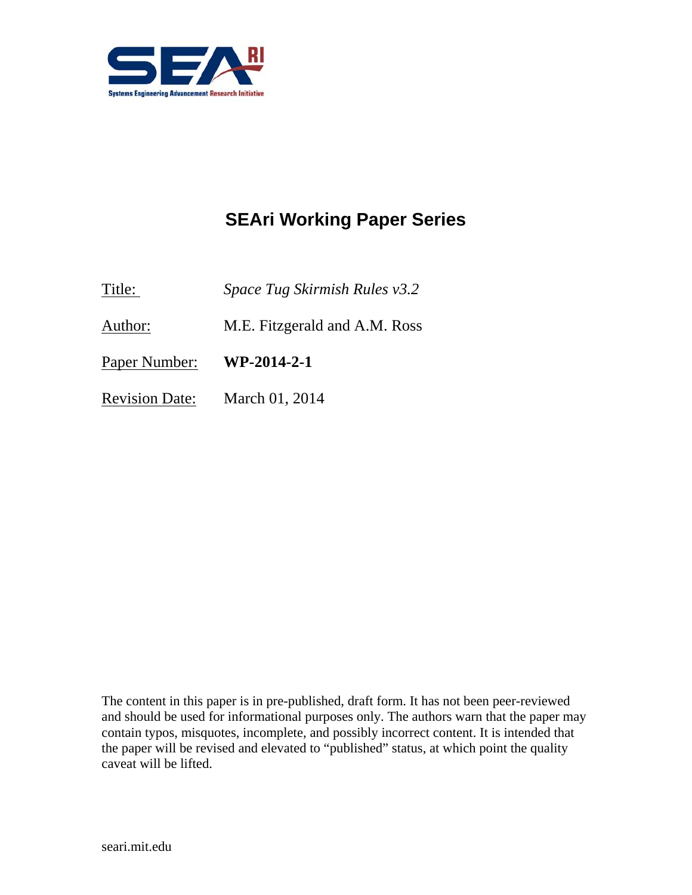SEAri

Systems Engineering Advancement Research Initiative

# SEAri Working Paper Series

Title: *Space Tug Skirmish Rules v3.2*

Author: M.E. Fitzgerald and A.M. Ross

Paper Number: **WP-2014-2-1**

Revision Date: March 01, 2014

The content in this paper is in pre-published, draft form. It has not been peer-reviewed and should be used for informational purposes only. The authors warn that the paper may contain typos, misquotes, incomplete, and possibly incorrect content. It is intended that the paper will be revised and elevated to "published" status, at which point the quality caveat will be lifted.

seari.mit.edu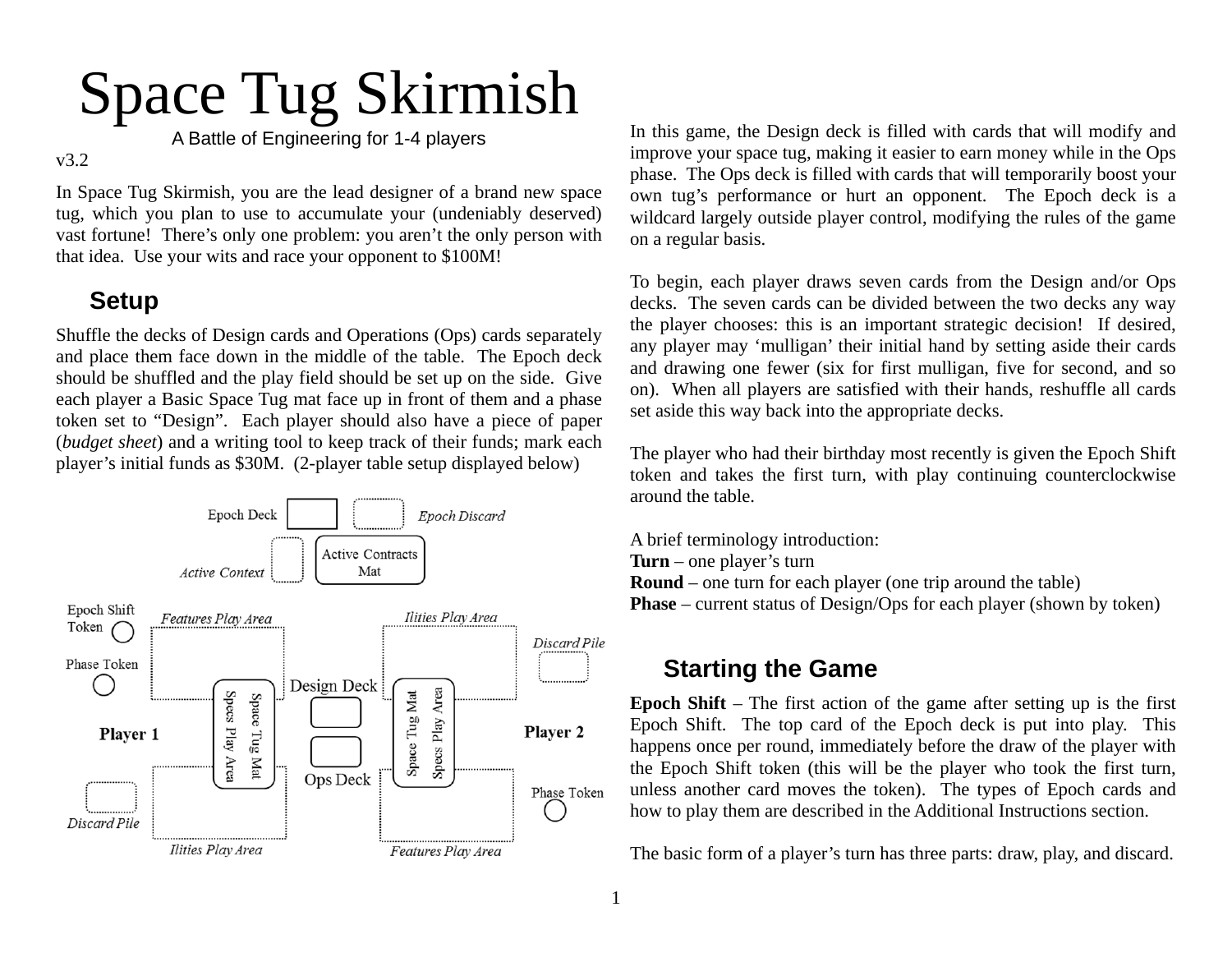# Space Tug Skirmish

A Battle of Engineering for 1-4 players

v3.2

In Space Tug Skirmish, you are the lead designer of a brand new space tug, which you plan to use to accumulate your (undeniably deserved) vast fortune! There's only one problem: you aren't the only person with that idea. Use your wits and race your opponent to $100M!

## Setup

Shuffle the decks of Design cards and Operations (Ops) cards separately and place them face down in the middle of the table. The Epoch deck should be shuffled and the play field should be set up on the side. Give each player a Basic Space Tug mat face up in front of them and a phase token set to "Design". Each player should also have a piece of paper (*budget sheet*) and a writing tool to keep track of their funds; mark each player's initial funds as $30M. (2-player table setup displayed below)

In this game, the Design deck is filled with cards that will modify and improve your space tug, making it easier to earn money while in the Ops phase. The Ops deck is filled with cards that will temporarily boost your own tug's performance or hurt an opponent. The Epoch deck is a wildcard largely outside player control, modifying the rules of the game on a regular basis.

To begin, each player draws seven cards from the Design and/or Ops decks. The seven cards can be divided between the two decks any way the player chooses: this is an important strategic decision! If desired, any player may 'mulligan' their initial hand by setting aside their cards and drawing one fewer (six for first mulligan, five for second, and so on). When all players are satisfied with their hands, reshuffle all cards set aside this way back into the appropriate decks.

The player who had their birthday most recently is given the Epoch Shift token and takes the first turn, with play continuing counterclockwise around the table.

A brief terminology introduction:
**Turn** – one player's turn
**Round** – one turn for each player (one trip around the table)
**Phase** – current status of Design/Ops for each player (shown by token)

## Starting the Game

**Epoch Shift** – The first action of the game after setting up is the first Epoch Shift. The top card of the Epoch deck is put into play. This happens once per round, immediately before the draw of the player with the Epoch Shift token (this will be the player who took the first turn, unless another card moves the token). The types of Epoch cards and how to play them are described in the Additional Instructions section.

The basic form of a player's turn has three parts: draw, play, and discard.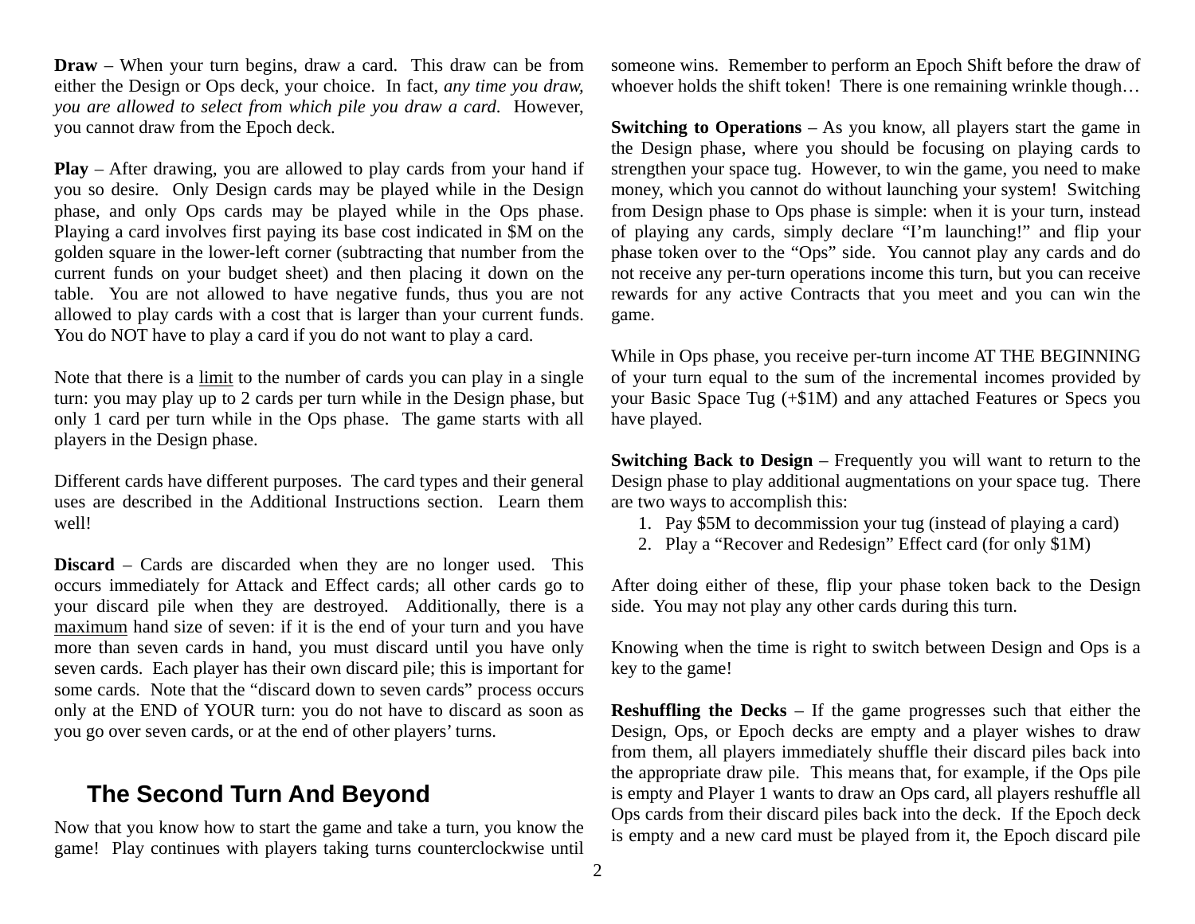**Draw** – When your turn begins, draw a card. This draw can be from either the Design or Ops deck, your choice. In fact, *any time you draw, you are allowed to select from which pile you draw a card*. However, you cannot draw from the Epoch deck.

**Play** – After drawing, you are allowed to play cards from your hand if you so desire. Only Design cards may be played while in the Design phase, and only Ops cards may be played while in the Ops phase. Playing a card involves first paying its base cost indicated in $M on the golden square in the lower-left corner (subtracting that number from the current funds on your budget sheet) and then placing it down on the table. You are not allowed to have negative funds, thus you are not allowed to play cards with a cost that is larger than your current funds. You do NOT have to play a card if you do not want to play a card.

Note that there is a <u>limit</u> to the number of cards you can play in a single turn: you may play up to 2 cards per turn while in the Design phase, but only 1 card per turn while in the Ops phase. The game starts with all players in the Design phase.

Different cards have different purposes. The card types and their general uses are described in the Additional Instructions section. Learn them well!

**Discard** – Cards are discarded when they are no longer used. This occurs immediately for Attack and Effect cards; all other cards go to your discard pile when they are destroyed. Additionally, there is a <u>maximum</u> hand size of seven: if it is the end of your turn and you have more than seven cards in hand, you must discard until you have only seven cards. Each player has their own discard pile; this is important for some cards. Note that the "discard down to seven cards" process occurs only at the END of YOUR turn: you do not have to discard as soon as you go over seven cards, or at the end of other players' turns.

## The Second Turn And Beyond

Now that you know how to start the game and take a turn, you know the game! Play continues with players taking turns counterclockwise until someone wins. Remember to perform an Epoch Shift before the draw of whoever holds the shift token! There is one remaining wrinkle though…

**Switching to Operations** – As you know, all players start the game in the Design phase, where you should be focusing on playing cards to strengthen your space tug. However, to win the game, you need to make money, which you cannot do without launching your system! Switching from Design phase to Ops phase is simple: when it is your turn, instead of playing any cards, simply declare "I'm launching!" and flip your phase token over to the "Ops" side. You cannot play any cards and do not receive any per-turn operations income this turn, but you can receive rewards for any active Contracts that you meet and you can win the game.

While in Ops phase, you receive per-turn income AT THE BEGINNING of your turn equal to the sum of the incremental incomes provided by your Basic Space Tug (+$1M) and any attached Features or Specs you have played.

**Switching Back to Design** – Frequently you will want to return to the Design phase to play additional augmentations on your space tug. There are two ways to accomplish this:

1. Pay $5M to decommission your tug (instead of playing a card)
2. Play a "Recover and Redesign" Effect card (for only $1M)

After doing either of these, flip your phase token back to the Design side. You may not play any other cards during this turn.

Knowing when the time is right to switch between Design and Ops is a key to the game!

**Reshuffling the Decks** – If the game progresses such that either the Design, Ops, or Epoch decks are empty and a player wishes to draw from them, all players immediately shuffle their discard piles back into the appropriate draw pile. This means that, for example, if the Ops pile is empty and Player 1 wants to draw an Ops card, all players reshuffle all Ops cards from their discard piles back into the deck. If the Epoch deck is empty and a new card must be played from it, the Epoch discard pile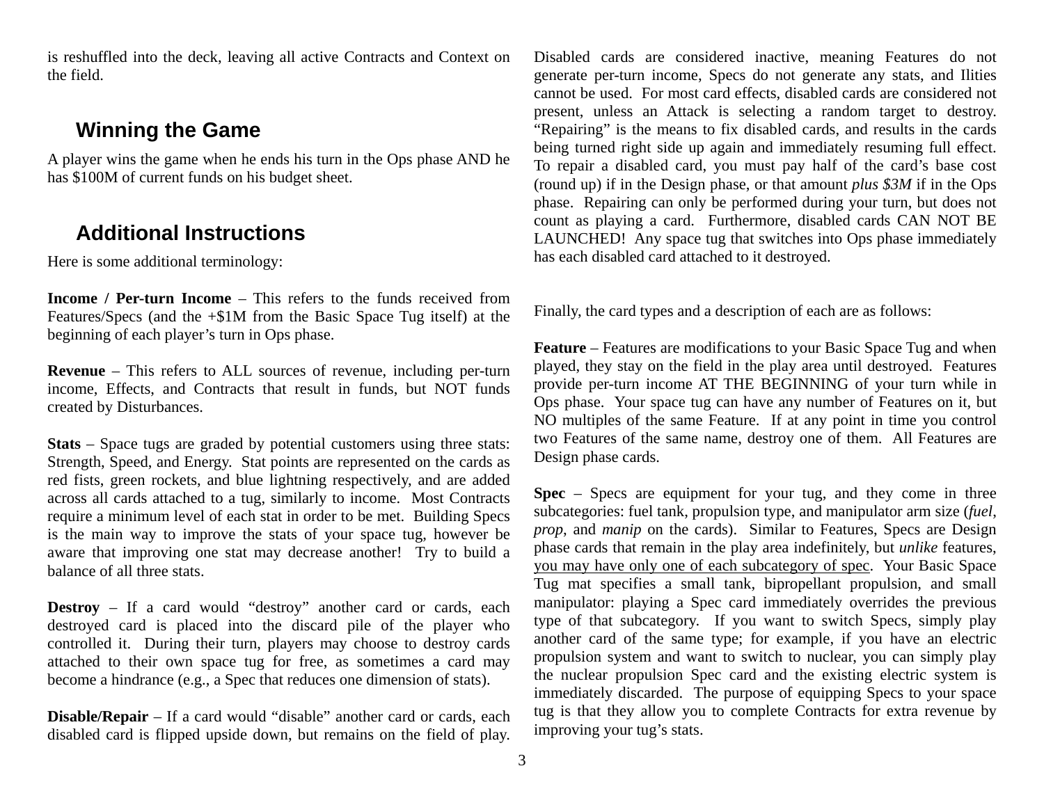is reshuffled into the deck, leaving all active Contracts and Context on the field.

## Winning the Game

A player wins the game when he ends his turn in the Ops phase AND he has $100M of current funds on his budget sheet.

## Additional Instructions

Here is some additional terminology:

**Income / Per-turn Income** – This refers to the funds received from Features/Specs (and the +$1M from the Basic Space Tug itself) at the beginning of each player's turn in Ops phase.

**Revenue** – This refers to ALL sources of revenue, including per-turn income, Effects, and Contracts that result in funds, but NOT funds created by Disturbances.

**Stats** – Space tugs are graded by potential customers using three stats: Strength, Speed, and Energy. Stat points are represented on the cards as red fists, green rockets, and blue lightning respectively, and are added across all cards attached to a tug, similarly to income. Most Contracts require a minimum level of each stat in order to be met. Building Specs is the main way to improve the stats of your space tug, however be aware that improving one stat may decrease another! Try to build a balance of all three stats.

**Destroy** – If a card would "destroy" another card or cards, each destroyed card is placed into the discard pile of the player who controlled it. During their turn, players may choose to destroy cards attached to their own space tug for free, as sometimes a card may become a hindrance (e.g., a Spec that reduces one dimension of stats).

**Disable/Repair** – If a card would "disable" another card or cards, each disabled card is flipped upside down, but remains on the field of play. Disabled cards are considered inactive, meaning Features do not generate per-turn income, Specs do not generate any stats, and Ilities cannot be used. For most card effects, disabled cards are considered not present, unless an Attack is selecting a random target to destroy. "Repairing" is the means to fix disabled cards, and results in the cards being turned right side up again and immediately resuming full effect. To repair a disabled card, you must pay half of the card's base cost (round up) if in the Design phase, or that amount *plus $3M* if in the Ops phase. Repairing can only be performed during your turn, but does not count as playing a card. Furthermore, disabled cards CAN NOT BE LAUNCHED! Any space tug that switches into Ops phase immediately has each disabled card attached to it destroyed.

Finally, the card types and a description of each are as follows:

**Feature** – Features are modifications to your Basic Space Tug and when played, they stay on the field in the play area until destroyed. Features provide per-turn income AT THE BEGINNING of your turn while in Ops phase. Your space tug can have any number of Features on it, but NO multiples of the same Feature. If at any point in time you control two Features of the same name, destroy one of them. All Features are Design phase cards.

**Spec** – Specs are equipment for your tug, and they come in three subcategories: fuel tank, propulsion type, and manipulator arm size (*fuel*, *prop*, and *manip* on the cards). Similar to Features, Specs are Design phase cards that remain in the play area indefinitely, but *unlike* features, <u>you may have only one of each subcategory of spec</u>. Your Basic Space Tug mat specifies a small tank, bipropellant propulsion, and small manipulator: playing a Spec card immediately overrides the previous type of that subcategory. If you want to switch Specs, simply play another card of the same type; for example, if you have an electric propulsion system and want to switch to nuclear, you can simply play the nuclear propulsion Spec card and the existing electric system is immediately discarded. The purpose of equipping Specs to your space tug is that they allow you to complete Contracts for extra revenue by improving your tug's stats.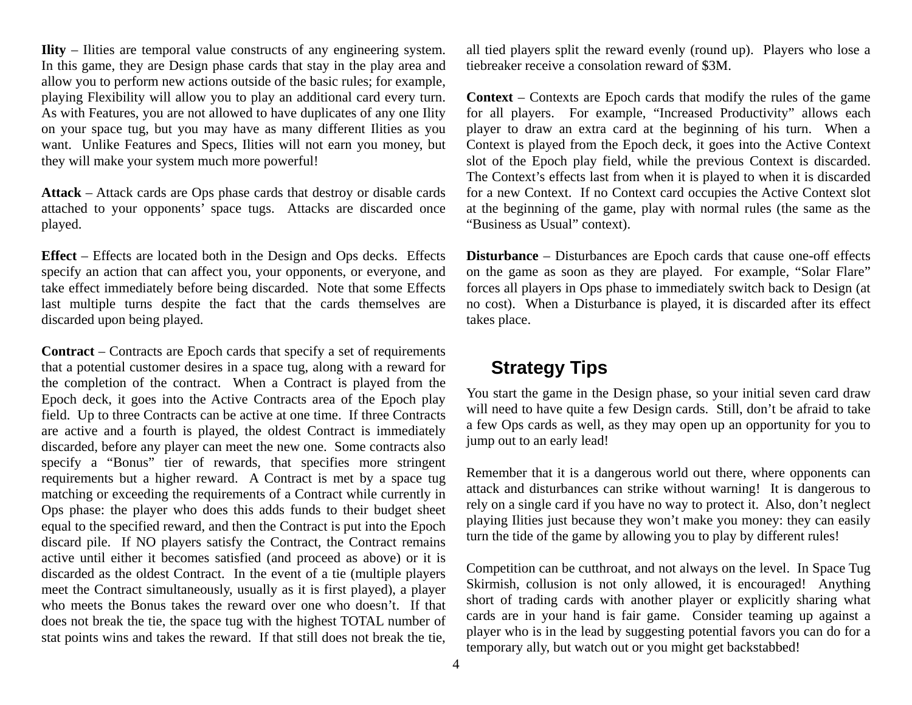**Ility** – Ilities are temporal value constructs of any engineering system. In this game, they are Design phase cards that stay in the play area and allow you to perform new actions outside of the basic rules; for example, playing Flexibility will allow you to play an additional card every turn. As with Features, you are not allowed to have duplicates of any one Ility on your space tug, but you may have as many different Ilities as you want. Unlike Features and Specs, Ilities will not earn you money, but they will make your system much more powerful!

**Attack** – Attack cards are Ops phase cards that destroy or disable cards attached to your opponents' space tugs. Attacks are discarded once played.

**Effect** – Effects are located both in the Design and Ops decks. Effects specify an action that can affect you, your opponents, or everyone, and take effect immediately before being discarded. Note that some Effects last multiple turns despite the fact that the cards themselves are discarded upon being played.

**Contract** – Contracts are Epoch cards that specify a set of requirements that a potential customer desires in a space tug, along with a reward for the completion of the contract. When a Contract is played from the Epoch deck, it goes into the Active Contracts area of the Epoch play field. Up to three Contracts can be active at one time. If three Contracts are active and a fourth is played, the oldest Contract is immediately discarded, before any player can meet the new one. Some contracts also specify a "Bonus" tier of rewards, that specifies more stringent requirements but a higher reward. A Contract is met by a space tug matching or exceeding the requirements of a Contract while currently in Ops phase: the player who does this adds funds to their budget sheet equal to the specified reward, and then the Contract is put into the Epoch discard pile. If NO players satisfy the Contract, the Contract remains active until either it becomes satisfied (and proceed as above) or it is discarded as the oldest Contract. In the event of a tie (multiple players meet the Contract simultaneously, usually as it is first played), a player who meets the Bonus takes the reward over one who doesn't. If that does not break the tie, the space tug with the highest TOTAL number of stat points wins and takes the reward. If that still does not break the tie, all tied players split the reward evenly (round up). Players who lose a tiebreaker receive a consolation reward of $3M.

**Context** – Contexts are Epoch cards that modify the rules of the game for all players. For example, "Increased Productivity" allows each player to draw an extra card at the beginning of his turn. When a Context is played from the Epoch deck, it goes into the Active Context slot of the Epoch play field, while the previous Context is discarded. The Context's effects last from when it is played to when it is discarded for a new Context. If no Context card occupies the Active Context slot at the beginning of the game, play with normal rules (the same as the "Business as Usual" context).

**Disturbance** – Disturbances are Epoch cards that cause one-off effects on the game as soon as they are played. For example, "Solar Flare" forces all players in Ops phase to immediately switch back to Design (at no cost). When a Disturbance is played, it is discarded after its effect takes place.

## Strategy Tips

You start the game in the Design phase, so your initial seven card draw will need to have quite a few Design cards. Still, don't be afraid to take a few Ops cards as well, as they may open up an opportunity for you to jump out to an early lead!

Remember that it is a dangerous world out there, where opponents can attack and disturbances can strike without warning! It is dangerous to rely on a single card if you have no way to protect it. Also, don't neglect playing Ilities just because they won't make you money: they can easily turn the tide of the game by allowing you to play by different rules!

Competition can be cutthroat, and not always on the level. In Space Tug Skirmish, collusion is not only allowed, it is encouraged! Anything short of trading cards with another player or explicitly sharing what cards are in your hand is fair game. Consider teaming up against a player who is in the lead by suggesting potential favors you can do for a temporary ally, but watch out or you might get backstabbed!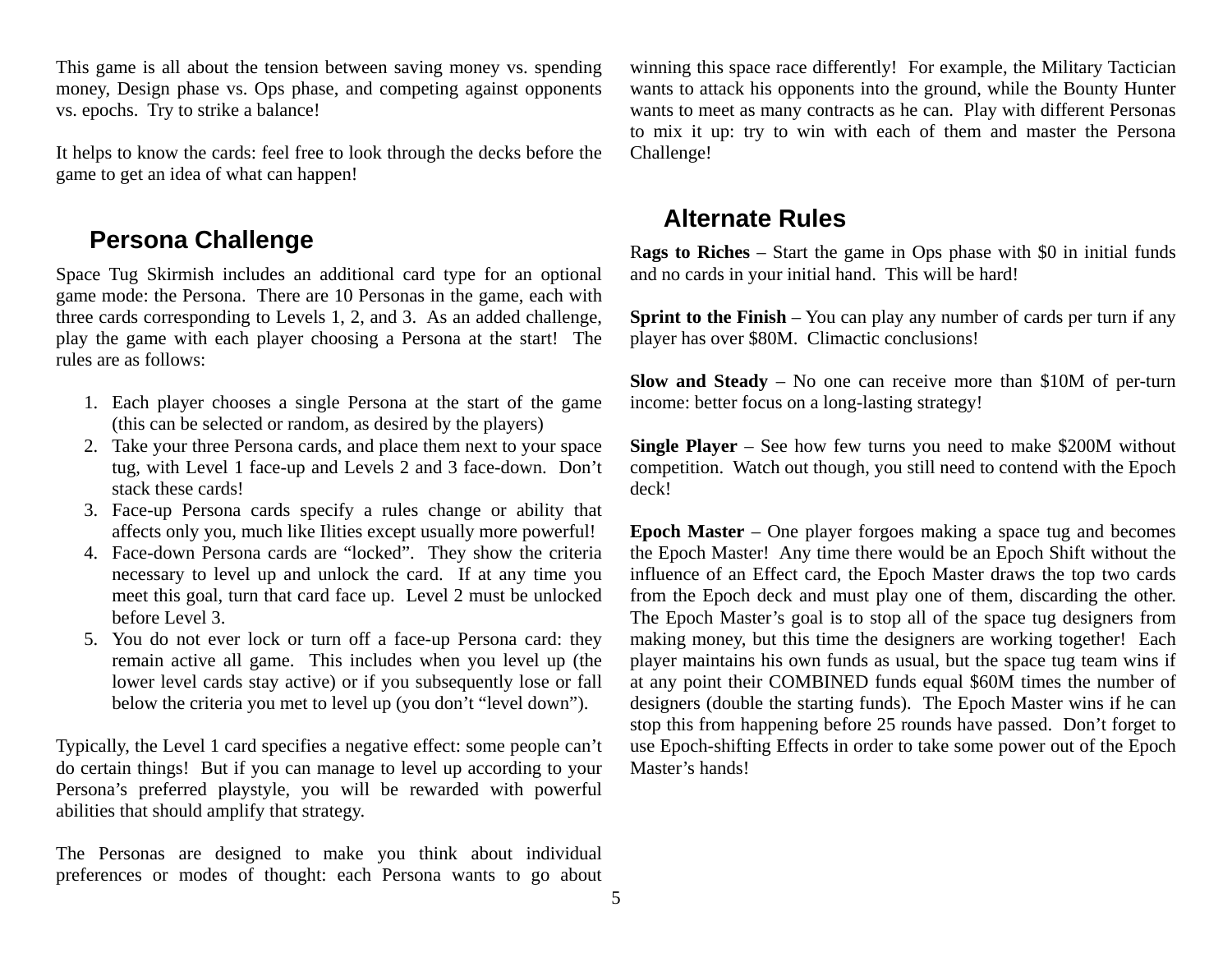This game is all about the tension between saving money vs. spending money, Design phase vs. Ops phase, and competing against opponents vs. epochs. Try to strike a balance!

It helps to know the cards: feel free to look through the decks before the game to get an idea of what can happen!

## Persona Challenge

Space Tug Skirmish includes an additional card type for an optional game mode: the Persona. There are 10 Personas in the game, each with three cards corresponding to Levels 1, 2, and 3. As an added challenge, play the game with each player choosing a Persona at the start! The rules are as follows:

1. Each player chooses a single Persona at the start of the game (this can be selected or random, as desired by the players)
2. Take your three Persona cards, and place them next to your space tug, with Level 1 face-up and Levels 2 and 3 face-down. Don't stack these cards!
3. Face-up Persona cards specify a rules change or ability that affects only you, much like Ilities except usually more powerful!
4. Face-down Persona cards are "locked". They show the criteria necessary to level up and unlock the card. If at any time you meet this goal, turn that card face up. Level 2 must be unlocked before Level 3.
5. You do not ever lock or turn off a face-up Persona card: they remain active all game. This includes when you level up (the lower level cards stay active) or if you subsequently lose or fall below the criteria you met to level up (you don't "level down").

Typically, the Level 1 card specifies a negative effect: some people can't do certain things! But if you can manage to level up according to your Persona's preferred playstyle, you will be rewarded with powerful abilities that should amplify that strategy.

The Personas are designed to make you think about individual preferences or modes of thought: each Persona wants to go about winning this space race differently! For example, the Military Tactician wants to attack his opponents into the ground, while the Bounty Hunter wants to meet as many contracts as he can. Play with different Personas to mix it up: try to win with each of them and master the Persona Challenge!

## Alternate Rules

**Rags to Riches** – Start the game in Ops phase with $0 in initial funds and no cards in your initial hand. This will be hard!

**Sprint to the Finish** – You can play any number of cards per turn if any player has over $80M. Climactic conclusions!

**Slow and Steady** – No one can receive more than $10M of per-turn income: better focus on a long-lasting strategy!

**Single Player** – See how few turns you need to make $200M without competition. Watch out though, you still need to contend with the Epoch deck!

**Epoch Master** – One player forgoes making a space tug and becomes the Epoch Master! Any time there would be an Epoch Shift without the influence of an Effect card, the Epoch Master draws the top two cards from the Epoch deck and must play one of them, discarding the other. The Epoch Master's goal is to stop all of the space tug designers from making money, but this time the designers are working together! Each player maintains his own funds as usual, but the space tug team wins if at any point their COMBINED funds equal $60M times the number of designers (double the starting funds). The Epoch Master wins if he can stop this from happening before 25 rounds have passed. Don't forget to use Epoch-shifting Effects in order to take some power out of the Epoch Master's hands!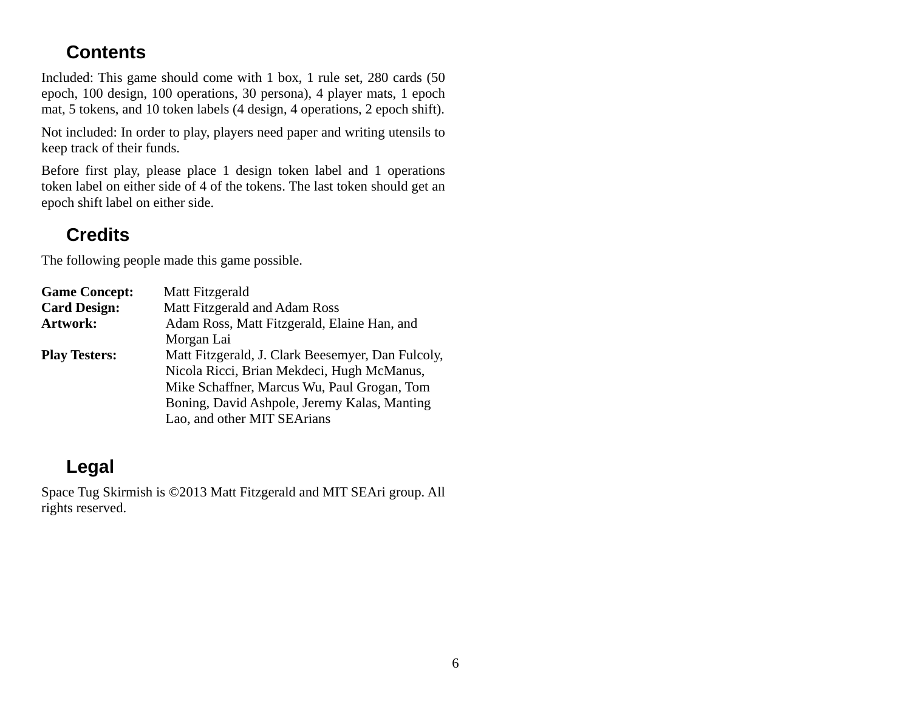## Contents

Included: This game should come with 1 box, 1 rule set, 280 cards (50 epoch, 100 design, 100 operations, 30 persona), 4 player mats, 1 epoch mat, 5 tokens, and 10 token labels (4 design, 4 operations, 2 epoch shift).

Not included: In order to play, players need paper and writing utensils to keep track of their funds.

Before first play, please place 1 design token label and 1 operations token label on either side of 4 of the tokens. The last token should get an epoch shift label on either side.

## Credits

The following people made this game possible.

**Game Concept:** Matt Fitzgerald
**Card Design:** Matt Fitzgerald and Adam Ross
**Artwork:** Adam Ross, Matt Fitzgerald, Elaine Han, and Morgan Lai
**Play Testers:** Matt Fitzgerald, J. Clark Beesemyer, Dan Fulcoly, Nicola Ricci, Brian Mekdeci, Hugh McManus, Mike Schaffner, Marcus Wu, Paul Grogan, Tom Boning, David Ashpole, Jeremy Kalas, Manting Lao, and other MIT SEArians

## Legal

Space Tug Skirmish is ©2013 Matt Fitzgerald and MIT SEAri group. All rights reserved.